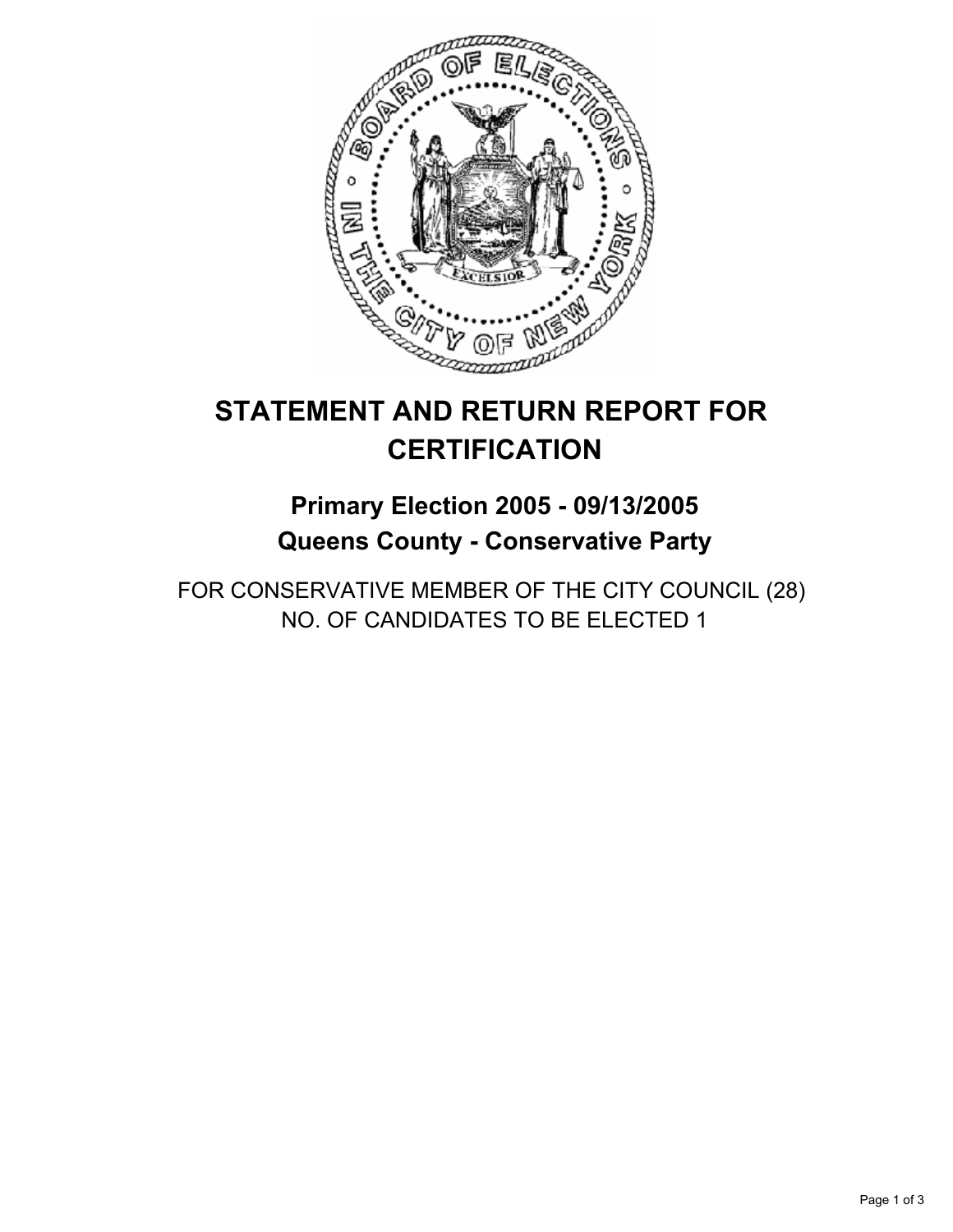# STATEMENT AND RETURN REPORT FOR CERTIFICATION

## Primary Election 2005 - 09/13/2005
## Queens County - Conservative Party

FOR CONSERVATIVE MEMBER OF THE CITY COUNCIL (28)
NO. OF CANDIDATES TO BE ELECTED 1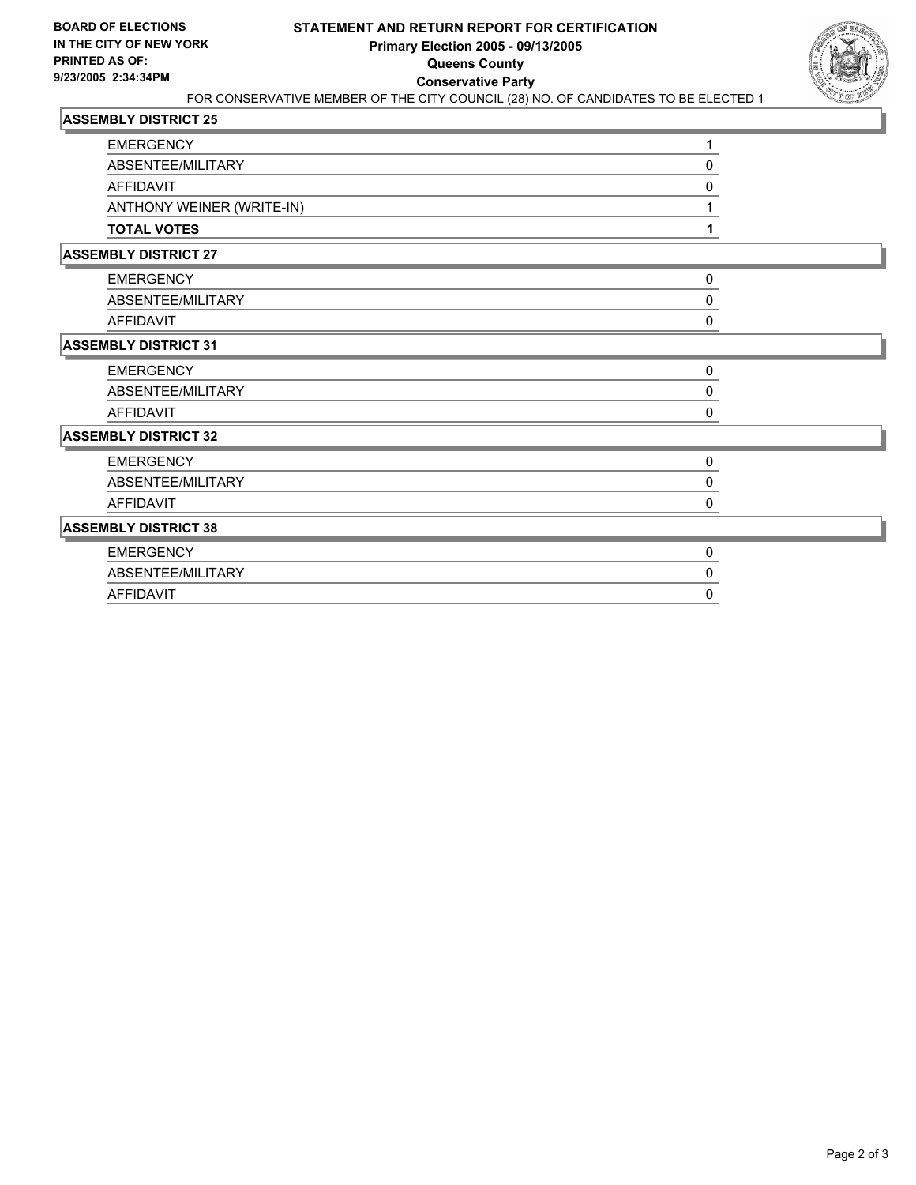**BOARD OF ELECTIONS IN THE CITY OF NEW YORK**
**PRINTED AS OF:**
**9/23/2005 2:34:34PM**

# STATEMENT AND RETURN REPORT FOR CERTIFICATION
## Primary Election 2005 - 09/13/2005
## Queens County
## Conservative Party

FOR CONSERVATIVE MEMBER OF THE CITY COUNCIL (28) NO. OF CANDIDATES TO BE ELECTED 1

### ASSEMBLY DISTRICT 25

| | |
|---|---|
| EMERGENCY | 1 |
| ABSENTEE/MILITARY | 0 |
| AFFIDAVIT | 0 |
| ANTHONY WEINER (WRITE-IN) | 1 |
| **TOTAL VOTES** | **1** |

### ASSEMBLY DISTRICT 27

| | |
|---|---|
| EMERGENCY | 0 |
| ABSENTEE/MILITARY | 0 |
| AFFIDAVIT | 0 |

### ASSEMBLY DISTRICT 31

| | |
|---|---|
| EMERGENCY | 0 |
| ABSENTEE/MILITARY | 0 |
| AFFIDAVIT | 0 |

### ASSEMBLY DISTRICT 32

| | |
|---|---|
| EMERGENCY | 0 |
| ABSENTEE/MILITARY | 0 |
| AFFIDAVIT | 0 |

### ASSEMBLY DISTRICT 38

| | |
|---|---|
| EMERGENCY | 0 |
| ABSENTEE/MILITARY | 0 |
| AFFIDAVIT | 0 |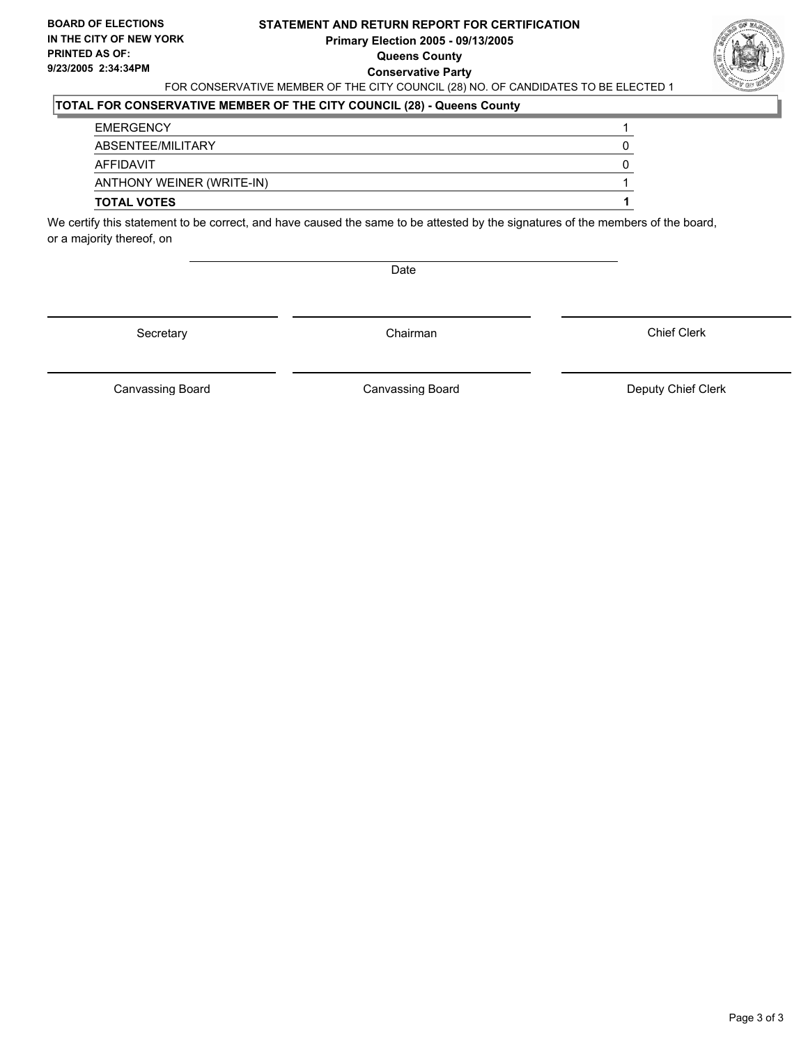**BOARD OF ELECTIONS IN THE CITY OF NEW YORK**
**PRINTED AS OF:**
**9/23/2005 2:34:34PM**

**STATEMENT AND RETURN REPORT FOR CERTIFICATION**
**Primary Election 2005 - 09/13/2005**
**Queens County**
**Conservative Party**

FOR CONSERVATIVE MEMBER OF THE CITY COUNCIL (28) NO. OF CANDIDATES TO BE ELECTED 1

**TOTAL FOR CONSERVATIVE MEMBER OF THE CITY COUNCIL (28) - Queens County**

| | |
|---|---|
| EMERGENCY | 1 |
| ABSENTEE/MILITARY | 0 |
| AFFIDAVIT | 0 |
| ANTHONY WEINER (WRITE-IN) | 1 |
| **TOTAL VOTES** | **1** |

We certify this statement to be correct, and have caused the same to be attested by the signatures of the members of the board, or a majority thereof, on

Date

Secretary

Chairman

Chief Clerk

Canvassing Board

Canvassing Board

Deputy Chief Clerk